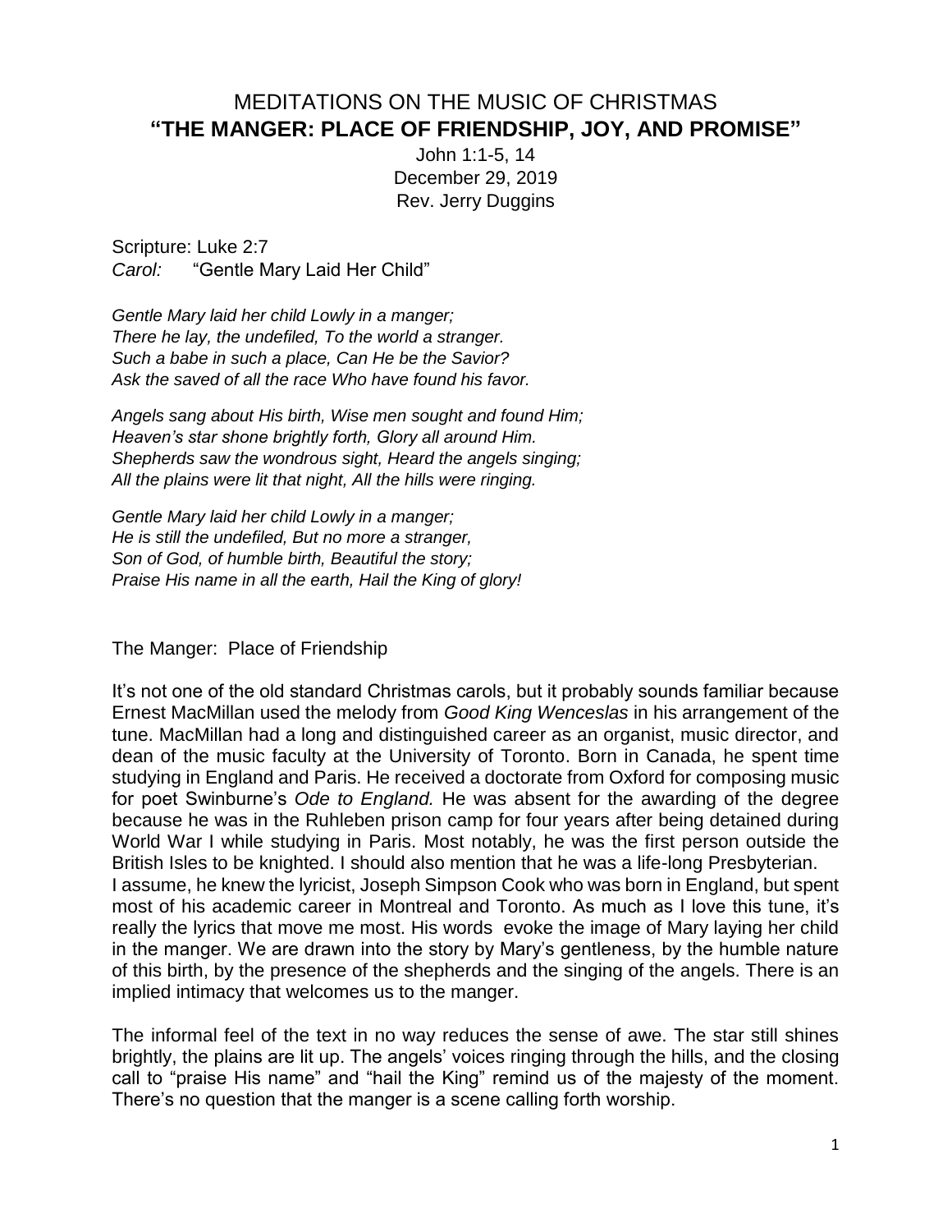# MEDITATIONS ON THE MUSIC OF CHRISTMAS
# "THE MANGER: PLACE OF FRIENDSHIP, JOY, AND PROMISE"

John 1:1-5, 14
December 29, 2019
Rev. Jerry Duggins

Scripture: Luke 2:7
*Carol:* "Gentle Mary Laid Her Child"

*Gentle Mary laid her child Lowly in a manger;*
*There he lay, the undefiled, To the world a stranger.*
*Such a babe in such a place, Can He be the Savior?*
*Ask the saved of all the race Who have found his favor.*

*Angels sang about His birth, Wise men sought and found Him;*
*Heaven's star shone brightly forth, Glory all around Him.*
*Shepherds saw the wondrous sight, Heard the angels singing;*
*All the plains were lit that night, All the hills were ringing.*

*Gentle Mary laid her child Lowly in a manger;*
*He is still the undefiled, But no more a stranger,*
*Son of God, of humble birth, Beautiful the story;*
*Praise His name in all the earth, Hail the King of glory!*

The Manger: Place of Friendship

It's not one of the old standard Christmas carols, but it probably sounds familiar because Ernest MacMillan used the melody from *Good King Wenceslas* in his arrangement of the tune. MacMillan had a long and distinguished career as an organist, music director, and dean of the music faculty at the University of Toronto. Born in Canada, he spent time studying in England and Paris. He received a doctorate from Oxford for composing music for poet Swinburne's *Ode to England.* He was absent for the awarding of the degree because he was in the Ruhleben prison camp for four years after being detained during World War I while studying in Paris. Most notably, he was the first person outside the British Isles to be knighted. I should also mention that he was a life-long Presbyterian.
I assume, he knew the lyricist, Joseph Simpson Cook who was born in England, but spent most of his academic career in Montreal and Toronto. As much as I love this tune, it's really the lyrics that move me most. His words evoke the image of Mary laying her child in the manger. We are drawn into the story by Mary's gentleness, by the humble nature of this birth, by the presence of the shepherds and the singing of the angels. There is an implied intimacy that welcomes us to the manger.

The informal feel of the text in no way reduces the sense of awe. The star still shines brightly, the plains are lit up. The angels' voices ringing through the hills, and the closing call to "praise His name" and "hail the King" remind us of the majesty of the moment. There's no question that the manger is a scene calling forth worship.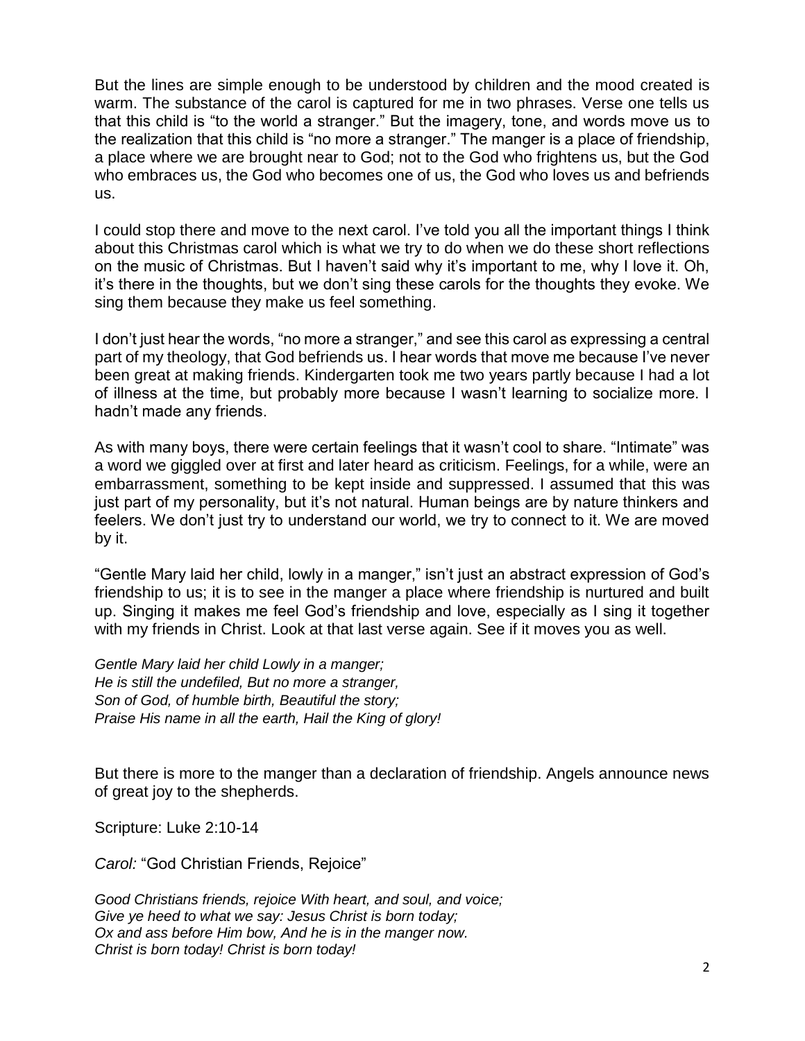But the lines are simple enough to be understood by children and the mood created is warm. The substance of the carol is captured for me in two phrases. Verse one tells us that this child is "to the world a stranger." But the imagery, tone, and words move us to the realization that this child is "no more a stranger." The manger is a place of friendship, a place where we are brought near to God; not to the God who frightens us, but the God who embraces us, the God who becomes one of us, the God who loves us and befriends us.

I could stop there and move to the next carol. I've told you all the important things I think about this Christmas carol which is what we try to do when we do these short reflections on the music of Christmas. But I haven't said why it's important to me, why I love it. Oh, it's there in the thoughts, but we don't sing these carols for the thoughts they evoke. We sing them because they make us feel something.

I don't just hear the words, "no more a stranger," and see this carol as expressing a central part of my theology, that God befriends us. I hear words that move me because I've never been great at making friends. Kindergarten took me two years partly because I had a lot of illness at the time, but probably more because I wasn't learning to socialize more. I hadn't made any friends.

As with many boys, there were certain feelings that it wasn't cool to share. "Intimate" was a word we giggled over at first and later heard as criticism. Feelings, for a while, were an embarrassment, something to be kept inside and suppressed. I assumed that this was just part of my personality, but it's not natural. Human beings are by nature thinkers and feelers. We don't just try to understand our world, we try to connect to it. We are moved by it.

"Gentle Mary laid her child, lowly in a manger," isn't just an abstract expression of God's friendship to us; it is to see in the manger a place where friendship is nurtured and built up. Singing it makes me feel God's friendship and love, especially as I sing it together with my friends in Christ. Look at that last verse again. See if it moves you as well.

*Gentle Mary laid her child Lowly in a manger;*
*He is still the undefiled, But no more a stranger,*
*Son of God, of humble birth, Beautiful the story;*
*Praise His name in all the earth, Hail the King of glory!*

But there is more to the manger than a declaration of friendship. Angels announce news of great joy to the shepherds.

Scripture: Luke 2:10-14

*Carol:* "God Christian Friends, Rejoice"

*Good Christians friends, rejoice With heart, and soul, and voice;*
*Give ye heed to what we say: Jesus Christ is born today;*
*Ox and ass before Him bow, And he is in the manger now.*
*Christ is born today! Christ is born today!*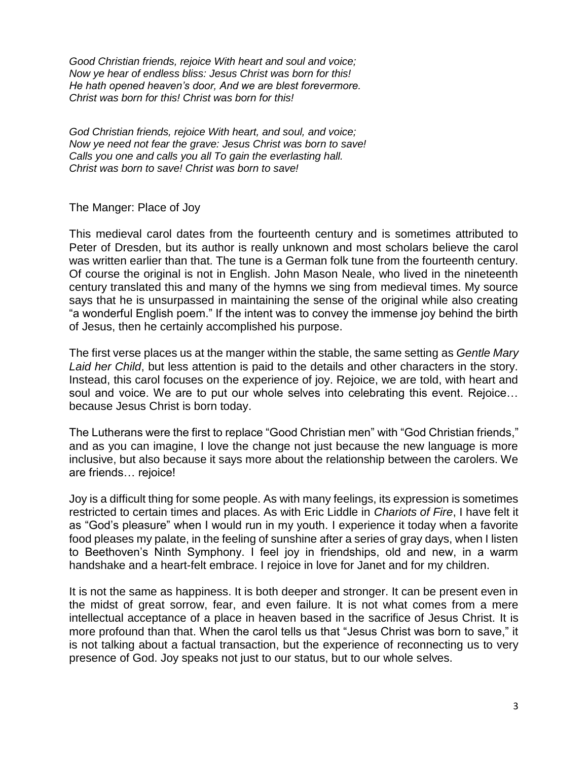*Good Christian friends, rejoice With heart and soul and voice;*
*Now ye hear of endless bliss: Jesus Christ was born for this!*
*He hath opened heaven's door, And we are blest forevermore.*
*Christ was born for this! Christ was born for this!*

*God Christian friends, rejoice With heart, and soul, and voice;*
*Now ye need not fear the grave: Jesus Christ was born to save!*
*Calls you one and calls you all To gain the everlasting hall.*
*Christ was born to save! Christ was born to save!*

## The Manger: Place of Joy

This medieval carol dates from the fourteenth century and is sometimes attributed to Peter of Dresden, but its author is really unknown and most scholars believe the carol was written earlier than that. The tune is a German folk tune from the fourteenth century. Of course the original is not in English. John Mason Neale, who lived in the nineteenth century translated this and many of the hymns we sing from medieval times. My source says that he is unsurpassed in maintaining the sense of the original while also creating "a wonderful English poem." If the intent was to convey the immense joy behind the birth of Jesus, then he certainly accomplished his purpose.

The first verse places us at the manger within the stable, the same setting as *Gentle Mary Laid her Child*, but less attention is paid to the details and other characters in the story. Instead, this carol focuses on the experience of joy. Rejoice, we are told, with heart and soul and voice. We are to put our whole selves into celebrating this event. Rejoice… because Jesus Christ is born today.

The Lutherans were the first to replace "Good Christian men" with "God Christian friends," and as you can imagine, I love the change not just because the new language is more inclusive, but also because it says more about the relationship between the carolers. We are friends… rejoice!

Joy is a difficult thing for some people. As with many feelings, its expression is sometimes restricted to certain times and places. As with Eric Liddle in *Chariots of Fire*, I have felt it as "God's pleasure" when I would run in my youth. I experience it today when a favorite food pleases my palate, in the feeling of sunshine after a series of gray days, when I listen to Beethoven's Ninth Symphony. I feel joy in friendships, old and new, in a warm handshake and a heart-felt embrace. I rejoice in love for Janet and for my children.

It is not the same as happiness. It is both deeper and stronger. It can be present even in the midst of great sorrow, fear, and even failure. It is not what comes from a mere intellectual acceptance of a place in heaven based in the sacrifice of Jesus Christ. It is more profound than that. When the carol tells us that "Jesus Christ was born to save," it is not talking about a factual transaction, but the experience of reconnecting us to very presence of God. Joy speaks not just to our status, but to our whole selves.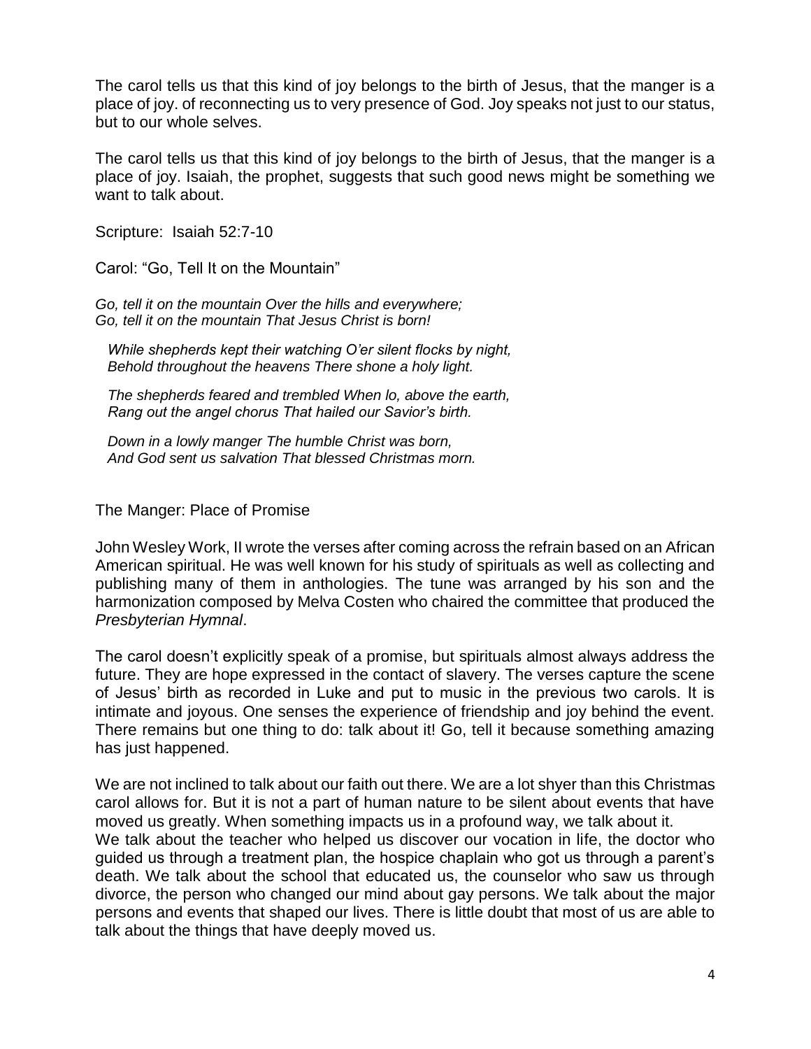The carol tells us that this kind of joy belongs to the birth of Jesus, that the manger is a place of joy. of reconnecting us to very presence of God. Joy speaks not just to our status, but to our whole selves.

The carol tells us that this kind of joy belongs to the birth of Jesus, that the manger is a place of joy. Isaiah, the prophet, suggests that such good news might be something we want to talk about.

Scripture: Isaiah 52:7-10

Carol: "Go, Tell It on the Mountain"

*Go, tell it on the mountain Over the hills and everywhere;*
*Go, tell it on the mountain That Jesus Christ is born!*

*While shepherds kept their watching O'er silent flocks by night,*
*Behold throughout the heavens There shone a holy light.*

*The shepherds feared and trembled When lo, above the earth,*
*Rang out the angel chorus That hailed our Savior's birth.*

*Down in a lowly manger The humble Christ was born,*
*And God sent us salvation That blessed Christmas morn.*

The Manger: Place of Promise

John Wesley Work, II wrote the verses after coming across the refrain based on an African American spiritual. He was well known for his study of spirituals as well as collecting and publishing many of them in anthologies. The tune was arranged by his son and the harmonization composed by Melva Costen who chaired the committee that produced the *Presbyterian Hymnal*.

The carol doesn't explicitly speak of a promise, but spirituals almost always address the future. They are hope expressed in the contact of slavery. The verses capture the scene of Jesus' birth as recorded in Luke and put to music in the previous two carols. It is intimate and joyous. One senses the experience of friendship and joy behind the event. There remains but one thing to do: talk about it! Go, tell it because something amazing has just happened.

We are not inclined to talk about our faith out there. We are a lot shyer than this Christmas carol allows for. But it is not a part of human nature to be silent about events that have moved us greatly. When something impacts us in a profound way, we talk about it.
We talk about the teacher who helped us discover our vocation in life, the doctor who guided us through a treatment plan, the hospice chaplain who got us through a parent's death. We talk about the school that educated us, the counselor who saw us through divorce, the person who changed our mind about gay persons. We talk about the major persons and events that shaped our lives. There is little doubt that most of us are able to talk about the things that have deeply moved us.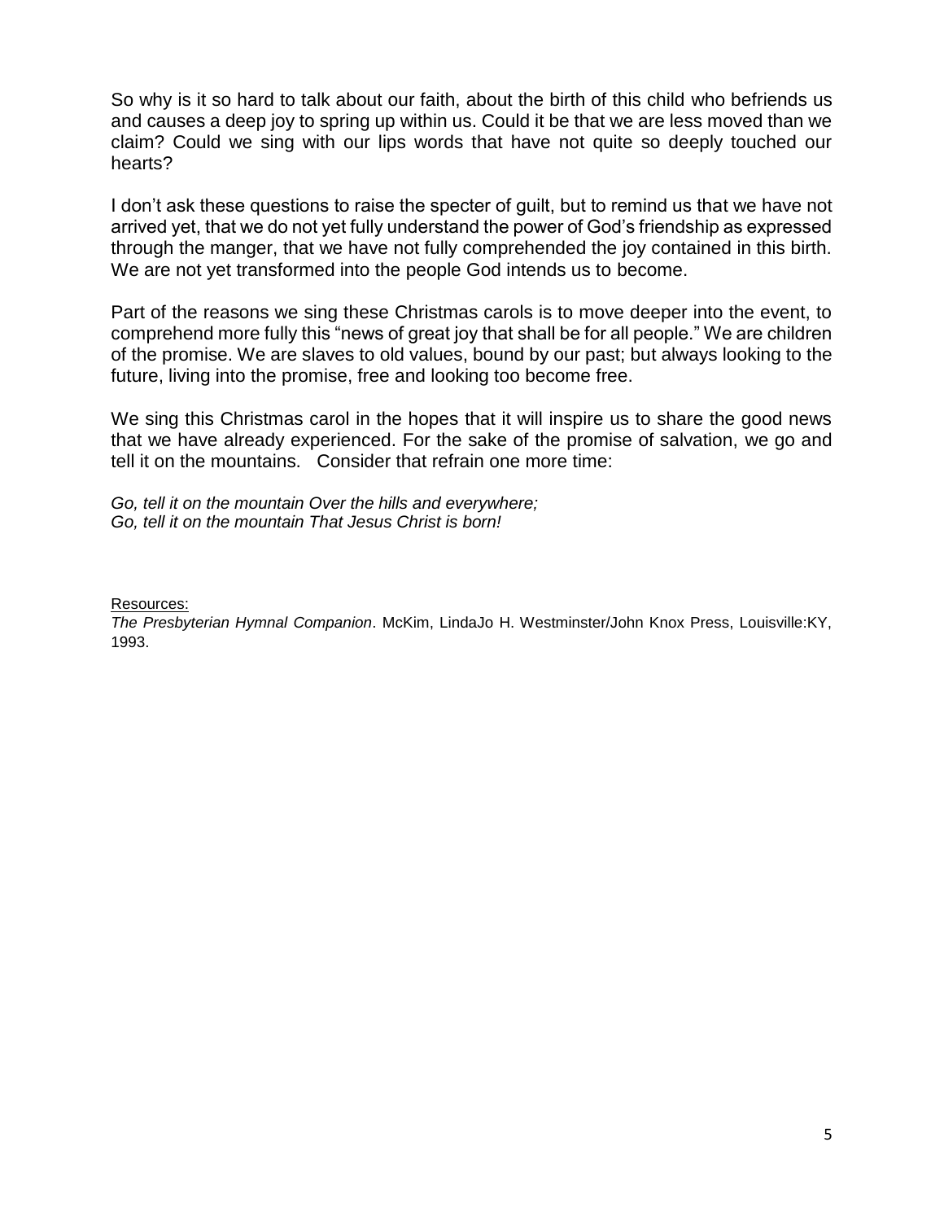So why is it so hard to talk about our faith, about the birth of this child who befriends us and causes a deep joy to spring up within us. Could it be that we are less moved than we claim? Could we sing with our lips words that have not quite so deeply touched our hearts?

I don't ask these questions to raise the specter of guilt, but to remind us that we have not arrived yet, that we do not yet fully understand the power of God's friendship as expressed through the manger, that we have not fully comprehended the joy contained in this birth. We are not yet transformed into the people God intends us to become.

Part of the reasons we sing these Christmas carols is to move deeper into the event, to comprehend more fully this "news of great joy that shall be for all people." We are children of the promise. We are slaves to old values, bound by our past; but always looking to the future, living into the promise, free and looking too become free.

We sing this Christmas carol in the hopes that it will inspire us to share the good news that we have already experienced. For the sake of the promise of salvation, we go and tell it on the mountains. Consider that refrain one more time:

*Go, tell it on the mountain Over the hills and everywhere;*
*Go, tell it on the mountain That Jesus Christ is born!*

Resources:
*The Presbyterian Hymnal Companion*. McKim, LindaJo H. Westminster/John Knox Press, Louisville:KY, 1993.